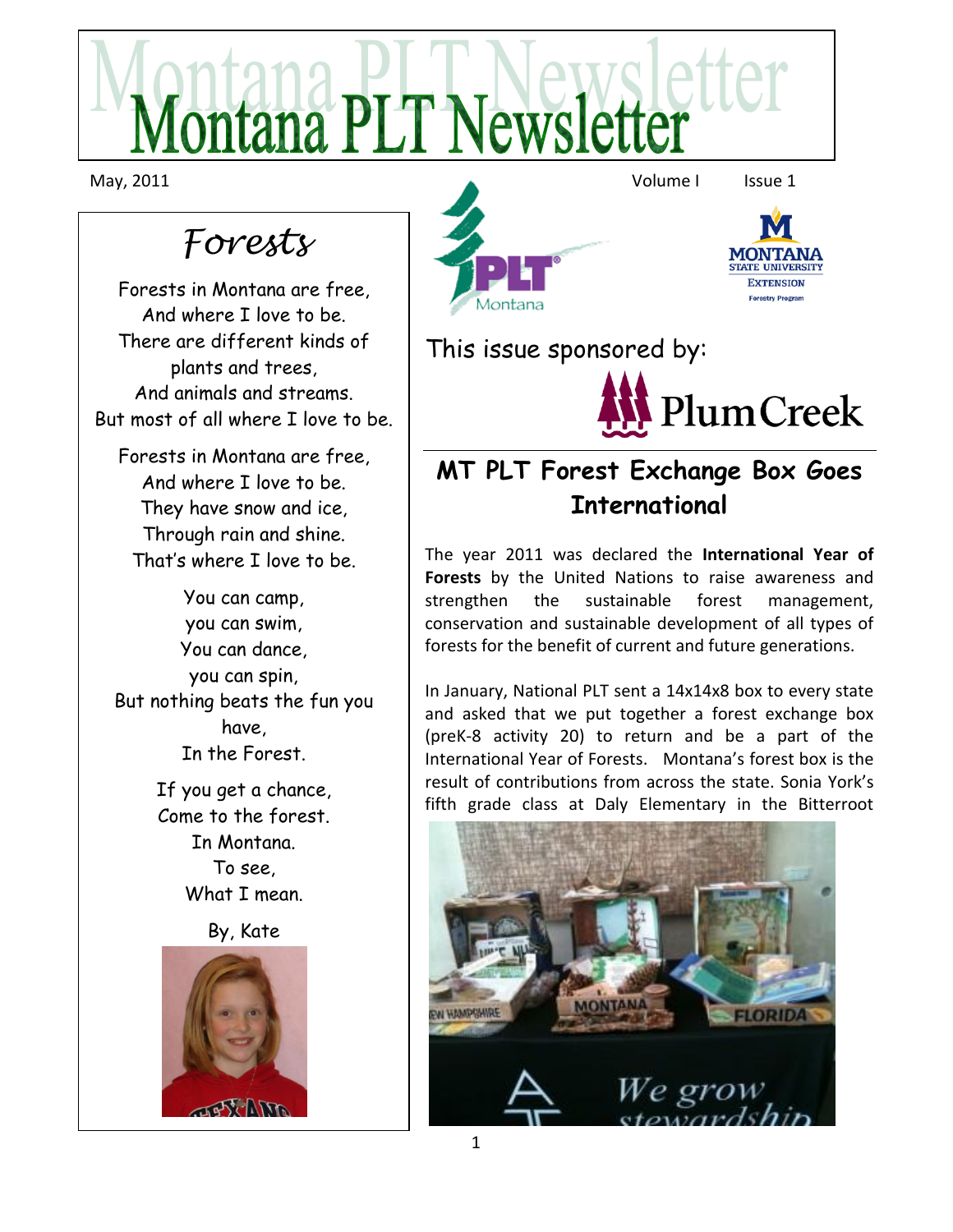# Montana PLT Newsletter

May, 2011 Volume I Issue 1

This issue sponsored by:

PlumCreek

## *Forests*

Forests in Montana are free,
And where I love to be.
There are different kinds of plants and trees,
And animals and streams.
But most of all where I love to be.

Forests in Montana are free,
And where I love to be.
They have snow and ice,
Through rain and shine.
That's where I love to be.

You can camp,
you can swim,
You can dance,
you can spin,
But nothing beats the fun you have,
In the Forest.

If you get a chance,
Come to the forest.
In Montana.
To see,
What I mean.

By, Kate

## MT PLT Forest Exchange Box Goes International

The year 2011 was declared the **International Year of Forests** by the United Nations to raise awareness and strengthen the sustainable forest management, conservation and sustainable development of all types of forests for the benefit of current and future generations.

In January, National PLT sent a 14x14x8 box to every state and asked that we put together a forest exchange box (preK-8 activity 20) to return and be a part of the International Year of Forests. Montana's forest box is the result of contributions from across the state. Sonia York's fifth grade class at Daly Elementary in the Bitterroot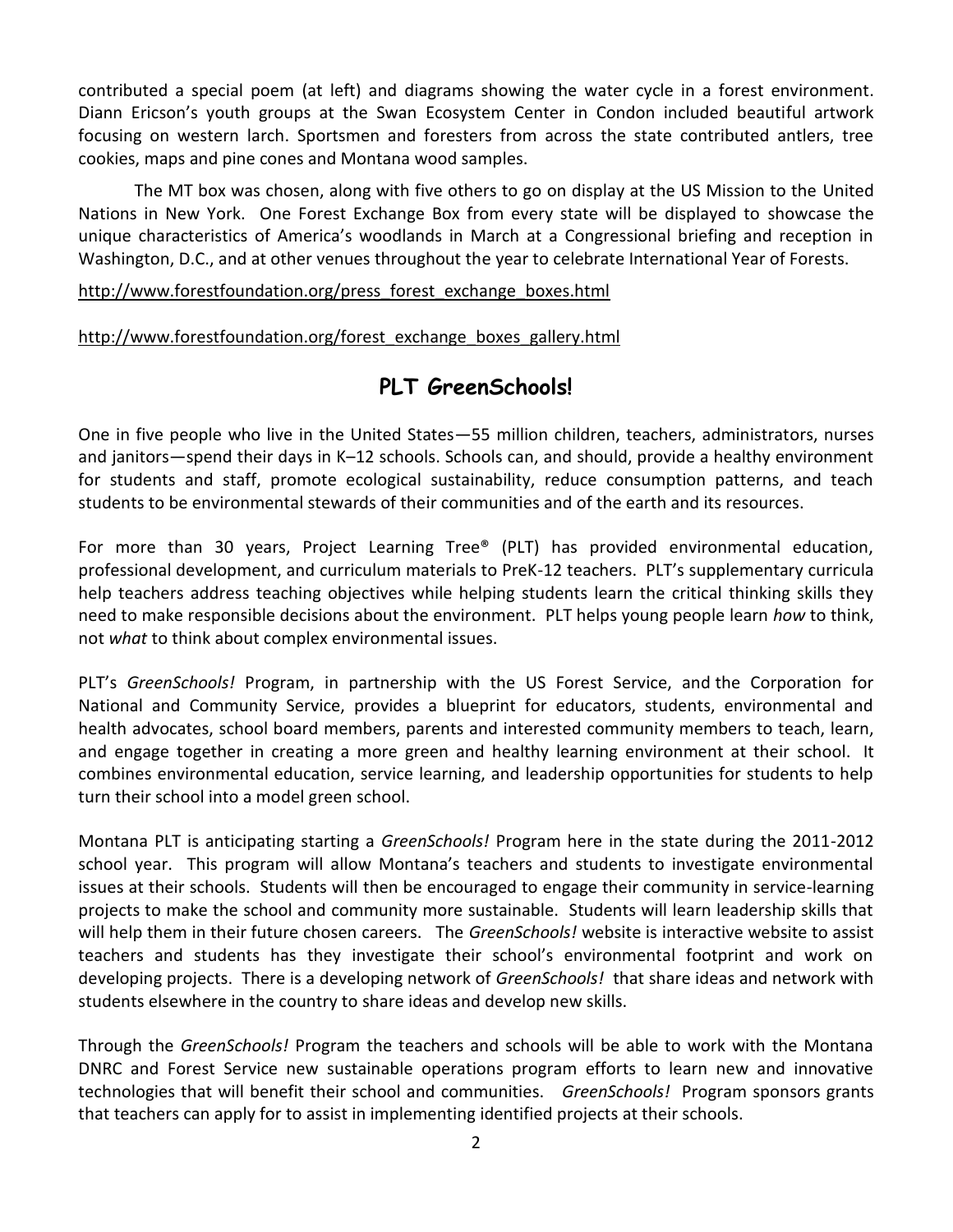contributed a special poem (at left) and diagrams showing the water cycle in a forest environment. Diann Ericson's youth groups at the Swan Ecosystem Center in Condon included beautiful artwork focusing on western larch. Sportsmen and foresters from across the state contributed antlers, tree cookies, maps and pine cones and Montana wood samples.

The MT box was chosen, along with five others to go on display at the US Mission to the United Nations in New York. One Forest Exchange Box from every state will be displayed to showcase the unique characteristics of America's woodlands in March at a Congressional briefing and reception in Washington, D.C., and at other venues throughout the year to celebrate International Year of Forests.

http://www.forestfoundation.org/press_forest_exchange_boxes.html

http://www.forestfoundation.org/forest_exchange_boxes_gallery.html

## PLT GreenSchools!

One in five people who live in the United States—55 million children, teachers, administrators, nurses and janitors—spend their days in K–12 schools. Schools can, and should, provide a healthy environment for students and staff, promote ecological sustainability, reduce consumption patterns, and teach students to be environmental stewards of their communities and of the earth and its resources.

For more than 30 years, Project Learning Tree® (PLT) has provided environmental education, professional development, and curriculum materials to PreK-12 teachers. PLT's supplementary curricula help teachers address teaching objectives while helping students learn the critical thinking skills they need to make responsible decisions about the environment. PLT helps young people learn *how* to think, not *what* to think about complex environmental issues.

PLT's *GreenSchools!* Program, in partnership with the US Forest Service, and the Corporation for National and Community Service, provides a blueprint for educators, students, environmental and health advocates, school board members, parents and interested community members to teach, learn, and engage together in creating a more green and healthy learning environment at their school. It combines environmental education, service learning, and leadership opportunities for students to help turn their school into a model green school.

Montana PLT is anticipating starting a *GreenSchools!* Program here in the state during the 2011-2012 school year. This program will allow Montana's teachers and students to investigate environmental issues at their schools. Students will then be encouraged to engage their community in service-learning projects to make the school and community more sustainable. Students will learn leadership skills that will help them in their future chosen careers. The *GreenSchools!* website is interactive website to assist teachers and students has they investigate their school's environmental footprint and work on developing projects. There is a developing network of *GreenSchools!* that share ideas and network with students elsewhere in the country to share ideas and develop new skills.

Through the *GreenSchools!* Program the teachers and schools will be able to work with the Montana DNRC and Forest Service new sustainable operations program efforts to learn new and innovative technologies that will benefit their school and communities. *GreenSchools!* Program sponsors grants that teachers can apply for to assist in implementing identified projects at their schools.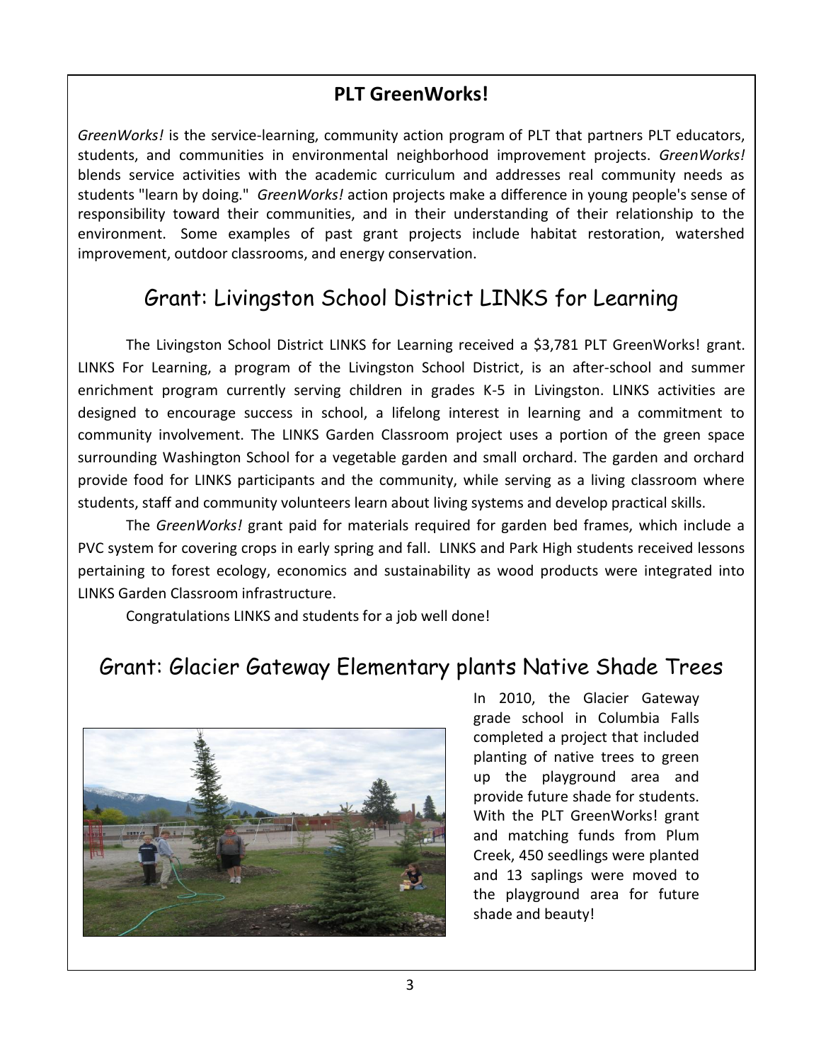## PLT GreenWorks!

*GreenWorks!* is the service-learning, community action program of PLT that partners PLT educators, students, and communities in environmental neighborhood improvement projects. *GreenWorks!* blends service activities with the academic curriculum and addresses real community needs as students "learn by doing." *GreenWorks!* action projects make a difference in young people's sense of responsibility toward their communities, and in their understanding of their relationship to the environment. Some examples of past grant projects include habitat restoration, watershed improvement, outdoor classrooms, and energy conservation.

## Grant: Livingston School District LINKS for Learning

The Livingston School District LINKS for Learning received a $3,781 PLT GreenWorks! grant. LINKS For Learning, a program of the Livingston School District, is an after-school and summer enrichment program currently serving children in grades K-5 in Livingston. LINKS activities are designed to encourage success in school, a lifelong interest in learning and a commitment to community involvement. The LINKS Garden Classroom project uses a portion of the green space surrounding Washington School for a vegetable garden and small orchard. The garden and orchard provide food for LINKS participants and the community, while serving as a living classroom where students, staff and community volunteers learn about living systems and develop practical skills.

The *GreenWorks!* grant paid for materials required for garden bed frames, which include a PVC system for covering crops in early spring and fall. LINKS and Park High students received lessons pertaining to forest ecology, economics and sustainability as wood products were integrated into LINKS Garden Classroom infrastructure.

Congratulations LINKS and students for a job well done!

## Grant: Glacier Gateway Elementary plants Native Shade Trees

In 2010, the Glacier Gateway grade school in Columbia Falls completed a project that included planting of native trees to green up the playground area and provide future shade for students. With the PLT GreenWorks! grant and matching funds from Plum Creek, 450 seedlings were planted and 13 saplings were moved to the playground area for future shade and beauty!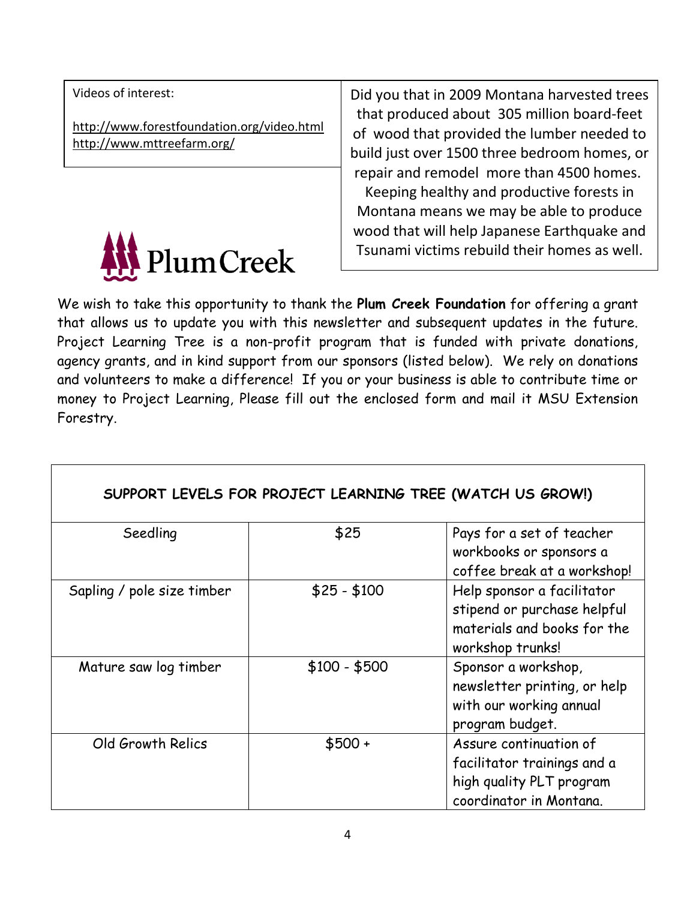Videos of interest:

http://www.forestfoundation.org/video.html
http://www.mttreefarm.org/

Did you that in 2009 Montana harvested trees that produced about 305 million board-feet of wood that provided the lumber needed to build just over 1500 three bedroom homes, or repair and remodel more than 4500 homes. Keeping healthy and productive forests in Montana means we may be able to produce wood that will help Japanese Earthquake and Tsunami victims rebuild their homes as well.

Plum Creek

We wish to take this opportunity to thank the **Plum Creek Foundation** for offering a grant that allows us to update you with this newsletter and subsequent updates in the future. Project Learning Tree is a non-profit program that is funded with private donations, agency grants, and in kind support from our sponsors (listed below). We rely on donations and volunteers to make a difference! If you or your business is able to contribute time or money to Project Learning, Please fill out the enclosed form and mail it MSU Extension Forestry.

| SUPPORT LEVELS FOR PROJECT LEARNING TREE (WATCH US GROW!) | | |
|---|---|---|
| Seedling | $25 | Pays for a set of teacher workbooks or sponsors a coffee break at a workshop! |
| Sapling / pole size timber | $25 - $100 | Help sponsor a facilitator stipend or purchase helpful materials and books for the workshop trunks! |
| Mature saw log timber | $100 - $500 | Sponsor a workshop, newsletter printing, or help with our working annual program budget. |
| Old Growth Relics | $500 + | Assure continuation of facilitator trainings and a high quality PLT program coordinator in Montana. |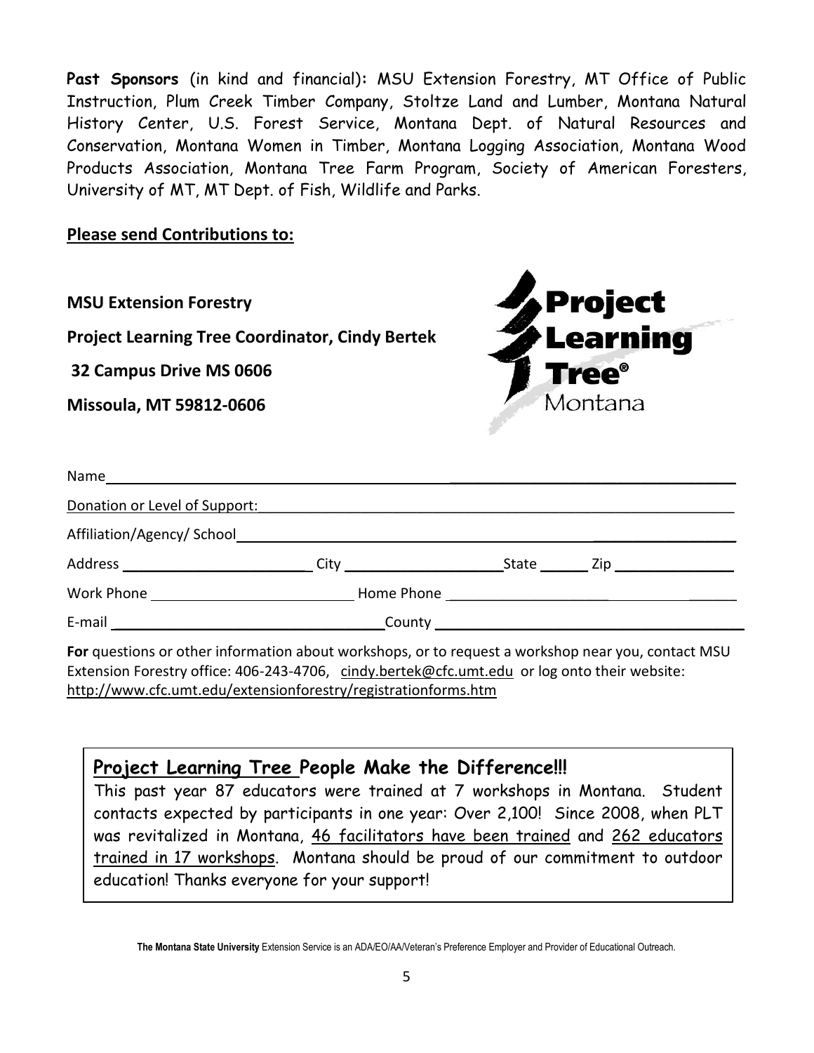**Past Sponsors** (in kind and financial)**:** MSU Extension Forestry, MT Office of Public Instruction, Plum Creek Timber Company, Stoltze Land and Lumber, Montana Natural History Center, U.S. Forest Service, Montana Dept. of Natural Resources and Conservation, Montana Women in Timber, Montana Logging Association, Montana Wood Products Association, Montana Tree Farm Program, Society of American Foresters, University of MT, MT Dept. of Fish, Wildlife and Parks.

**Please send Contributions to:**

**MSU Extension Forestry**

**Project Learning Tree Coordinator, Cindy Bertek**

**32 Campus Drive MS 0606**

**Missoula, MT 59812-0606**

Project Learning Tree® Montana

Name ______________________________________________

Donation or Level of Support: ______________________________________________

Affiliation/Agency/ School ______________________________________________

Address ______________________ City ____________________ State ______ Zip _______________

Work Phone _________________________ Home Phone ______________________________

E-mail ________________________________ County ______________________________________

**For** questions or other information about workshops, or to request a workshop near you, contact MSU Extension Forestry office: 406-243-4706, cindy.bertek@cfc.umt.edu or log onto their website: http://www.cfc.umt.edu/extensionforestry/registrationforms.htm

**Project Learning Tree People Make the Difference!!!**

This past year 87 educators were trained at 7 workshops in Montana. Student contacts expected by participants in one year: Over 2,100! Since 2008, when PLT was revitalized in Montana, 46 facilitators have been trained and 262 educators trained in 17 workshops. Montana should be proud of our commitment to outdoor education! Thanks everyone for your support!

**The Montana State University** Extension Service is an ADA/EO/AA/Veteran's Preference Employer and Provider of Educational Outreach.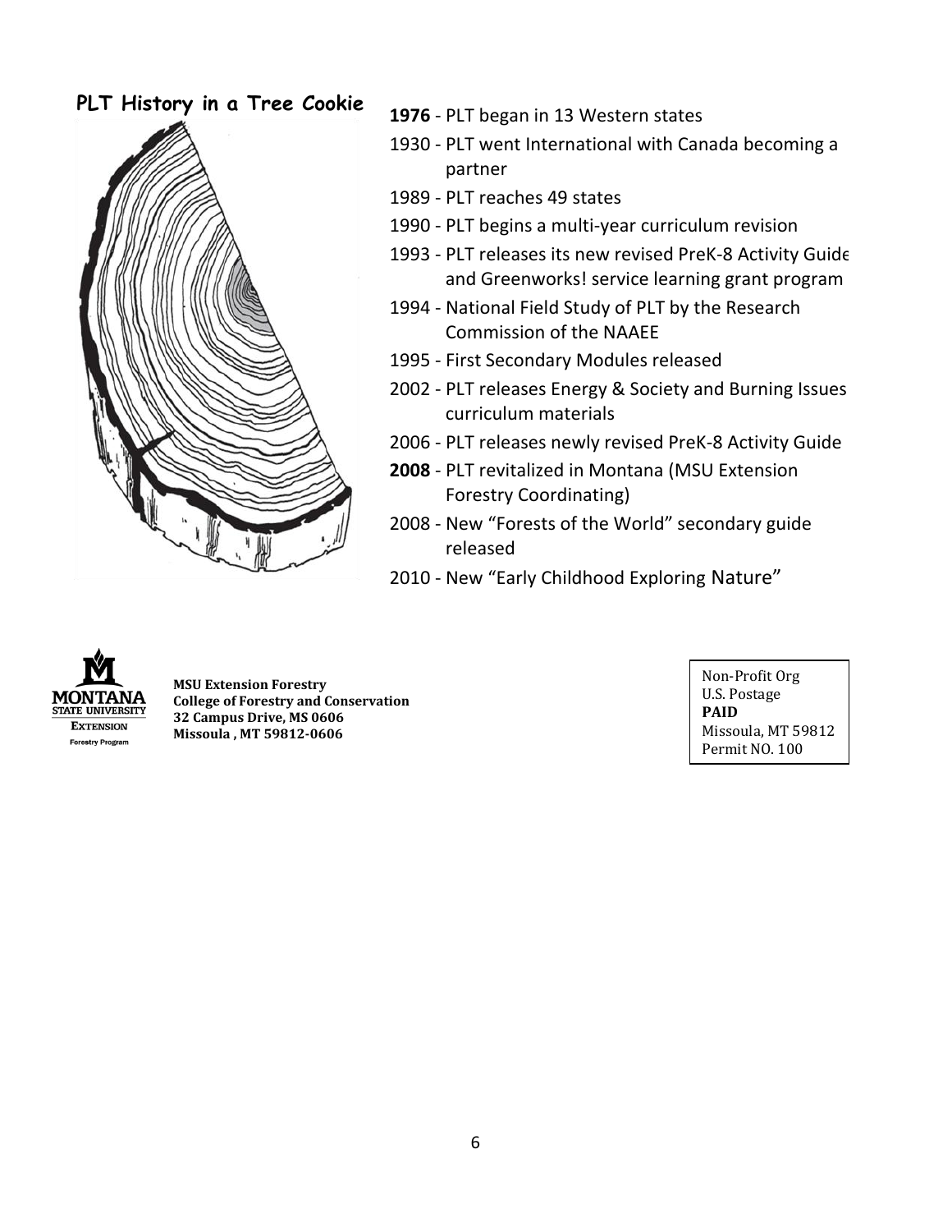## PLT History in a Tree Cookie

- **1976** - PLT began in 13 Western states
- 1930 - PLT went International with Canada becoming a partner
- 1989 - PLT reaches 49 states
- 1990 - PLT begins a multi-year curriculum revision
- 1993 - PLT releases its new revised PreK-8 Activity Guide and Greenworks! service learning grant program
- 1994 - National Field Study of PLT by the Research Commission of the NAAEE
- 1995 - First Secondary Modules released
- 2002 - PLT releases Energy & Society and Burning Issues curriculum materials
- 2006 - PLT releases newly revised PreK-8 Activity Guide
- **2008** - PLT revitalized in Montana (MSU Extension Forestry Coordinating)
- 2008 - New "Forests of the World" secondary guide released
- 2010 - New "Early Childhood Exploring Nature"

MONTANA STATE UNIVERSITY
EXTENSION
Forestry Program

**MSU Extension Forestry**
**College of Forestry and Conservation**
**32 Campus Drive, MS 0606**
**Missoula , MT 59812-0606**

Non-Profit Org
U.S. Postage
**PAID**
Missoula, MT 59812
Permit NO. 100